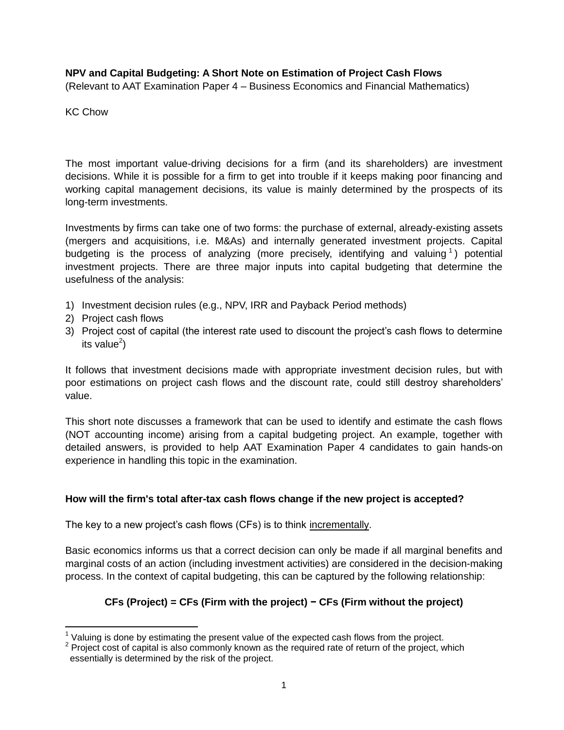**NPV and Capital Budgeting: A Short Note on Estimation of Project Cash Flows**
(Relevant to AAT Examination Paper 4 – Business Economics and Financial Mathematics)

KC Chow

The most important value-driving decisions for a firm (and its shareholders) are investment decisions. While it is possible for a firm to get into trouble if it keeps making poor financing and working capital management decisions, its value is mainly determined by the prospects of its long-term investments.

Investments by firms can take one of two forms: the purchase of external, already-existing assets (mergers and acquisitions, i.e. M&As) and internally generated investment projects. Capital budgeting is the process of analyzing (more precisely, identifying and valuing[1]) potential investment projects. There are three major inputs into capital budgeting that determine the usefulness of the analysis:

1) Investment decision rules (e.g., NPV, IRR and Payback Period methods)
2) Project cash flows
3) Project cost of capital (the interest rate used to discount the project's cash flows to determine its value[2])

It follows that investment decisions made with appropriate investment decision rules, but with poor estimations on project cash flows and the discount rate, could still destroy shareholders' value.

This short note discusses a framework that can be used to identify and estimate the cash flows (NOT accounting income) arising from a capital budgeting project. An example, together with detailed answers, is provided to help AAT Examination Paper 4 candidates to gain hands-on experience in handling this topic in the examination.

**How will the firm's total after-tax cash flows change if the new project is accepted?**

The key to a new project's cash flows (CFs) is to think <u>incrementally</u>.

Basic economics informs us that a correct decision can only be made if all marginal benefits and marginal costs of an action (including investment activities) are considered in the decision-making process. In the context of capital budgeting, this can be captured by the following relationship:

**CFs (Project) = CFs (Firm with the project) − CFs (Firm without the project)**

---

[1] Valuing is done by estimating the present value of the expected cash flows from the project.
[2] Project cost of capital is also commonly known as the required rate of return of the project, which essentially is determined by the risk of the project.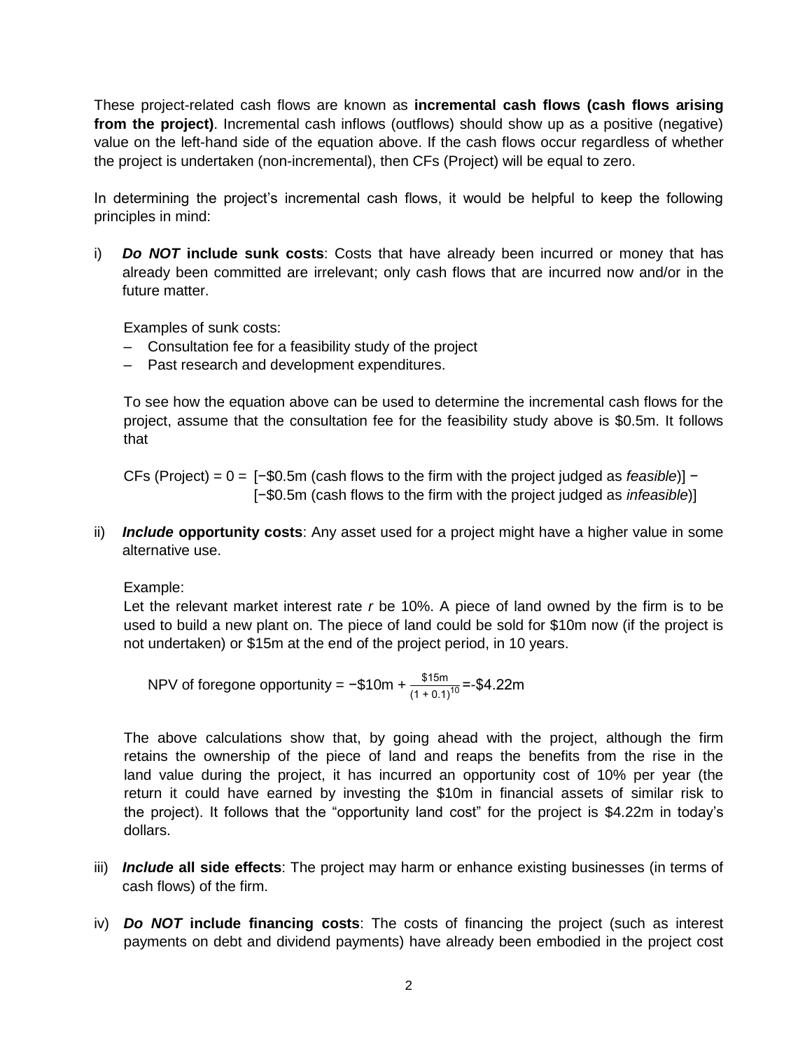These project-related cash flows are known as **incremental cash flows (cash flows arising from the project)**. Incremental cash inflows (outflows) should show up as a positive (negative) value on the left-hand side of the equation above. If the cash flows occur regardless of whether the project is undertaken (non-incremental), then CFs (Project) will be equal to zero.

In determining the project's incremental cash flows, it would be helpful to keep the following principles in mind:

i) ***Do NOT* include sunk costs**: Costs that have already been incurred or money that has already been committed are irrelevant; only cash flows that are incurred now and/or in the future matter.

   Examples of sunk costs:
   – Consultation fee for a feasibility study of the project
   – Past research and development expenditures.

   To see how the equation above can be used to determine the incremental cash flows for the project, assume that the consultation fee for the feasibility study above is \$0.5m. It follows that

   CFs (Project) = 0 = [−\$0.5m (cash flows to the firm with the project judged as *feasible*)] − [−\$0.5m (cash flows to the firm with the project judged as *infeasible*)]

ii) ***Include* opportunity costs**: Any asset used for a project might have a higher value in some alternative use.

   Example:
   Let the relevant market interest rate $r$ be 10%. A piece of land owned by the firm is to be used to build a new plant on. The piece of land could be sold for \$10m now (if the project is not undertaken) or \$15m at the end of the project period, in 10 years.

   $$\text{NPV of foregone opportunity} = -\$10\text{m} + \frac{\$15\text{m}}{(1+0.1)^{10}} = -\$4.22\text{m}$$

   The above calculations show that, by going ahead with the project, although the firm retains the ownership of the piece of land and reaps the benefits from the rise in the land value during the project, it has incurred an opportunity cost of 10% per year (the return it could have earned by investing the \$10m in financial assets of similar risk to the project). It follows that the "opportunity land cost" for the project is \$4.22m in today's dollars.

iii) ***Include* all side effects**: The project may harm or enhance existing businesses (in terms of cash flows) of the firm.

iv) ***Do NOT* include financing costs**: The costs of financing the project (such as interest payments on debt and dividend payments) have already been embodied in the project cost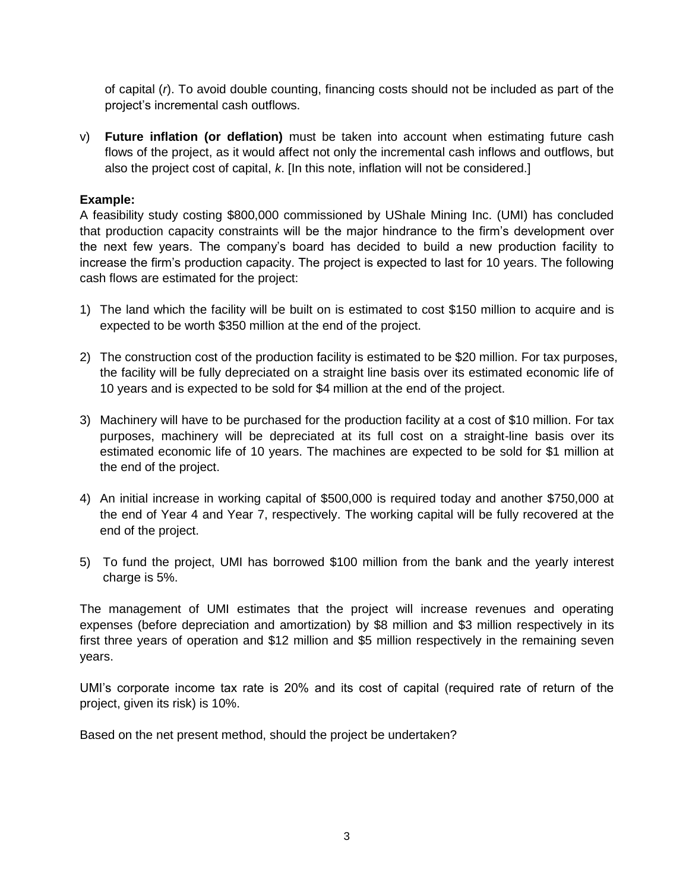of capital ($r$). To avoid double counting, financing costs should not be included as part of the project's incremental cash outflows.

v) **Future inflation (or deflation)** must be taken into account when estimating future cash flows of the project, as it would affect not only the incremental cash inflows and outflows, but also the project cost of capital, $k$. [In this note, inflation will not be considered.]

**Example:**

A feasibility study costing $800,000 commissioned by UShale Mining Inc. (UMI) has concluded that production capacity constraints will be the major hindrance to the firm's development over the next few years. The company's board has decided to build a new production facility to increase the firm's production capacity. The project is expected to last for 10 years. The following cash flows are estimated for the project:

1) The land which the facility will be built on is estimated to cost $150 million to acquire and is expected to be worth $350 million at the end of the project.

2) The construction cost of the production facility is estimated to be $20 million. For tax purposes, the facility will be fully depreciated on a straight line basis over its estimated economic life of 10 years and is expected to be sold for $4 million at the end of the project.

3) Machinery will have to be purchased for the production facility at a cost of $10 million. For tax purposes, machinery will be depreciated at its full cost on a straight-line basis over its estimated economic life of 10 years. The machines are expected to be sold for $1 million at the end of the project.

4) An initial increase in working capital of $500,000 is required today and another $750,000 at the end of Year 4 and Year 7, respectively. The working capital will be fully recovered at the end of the project.

5) To fund the project, UMI has borrowed $100 million from the bank and the yearly interest charge is 5%.

The management of UMI estimates that the project will increase revenues and operating expenses (before depreciation and amortization) by $8 million and $3 million respectively in its first three years of operation and $12 million and $5 million respectively in the remaining seven years.

UMI's corporate income tax rate is 20% and its cost of capital (required rate of return of the project, given its risk) is 10%.

Based on the net present method, should the project be undertaken?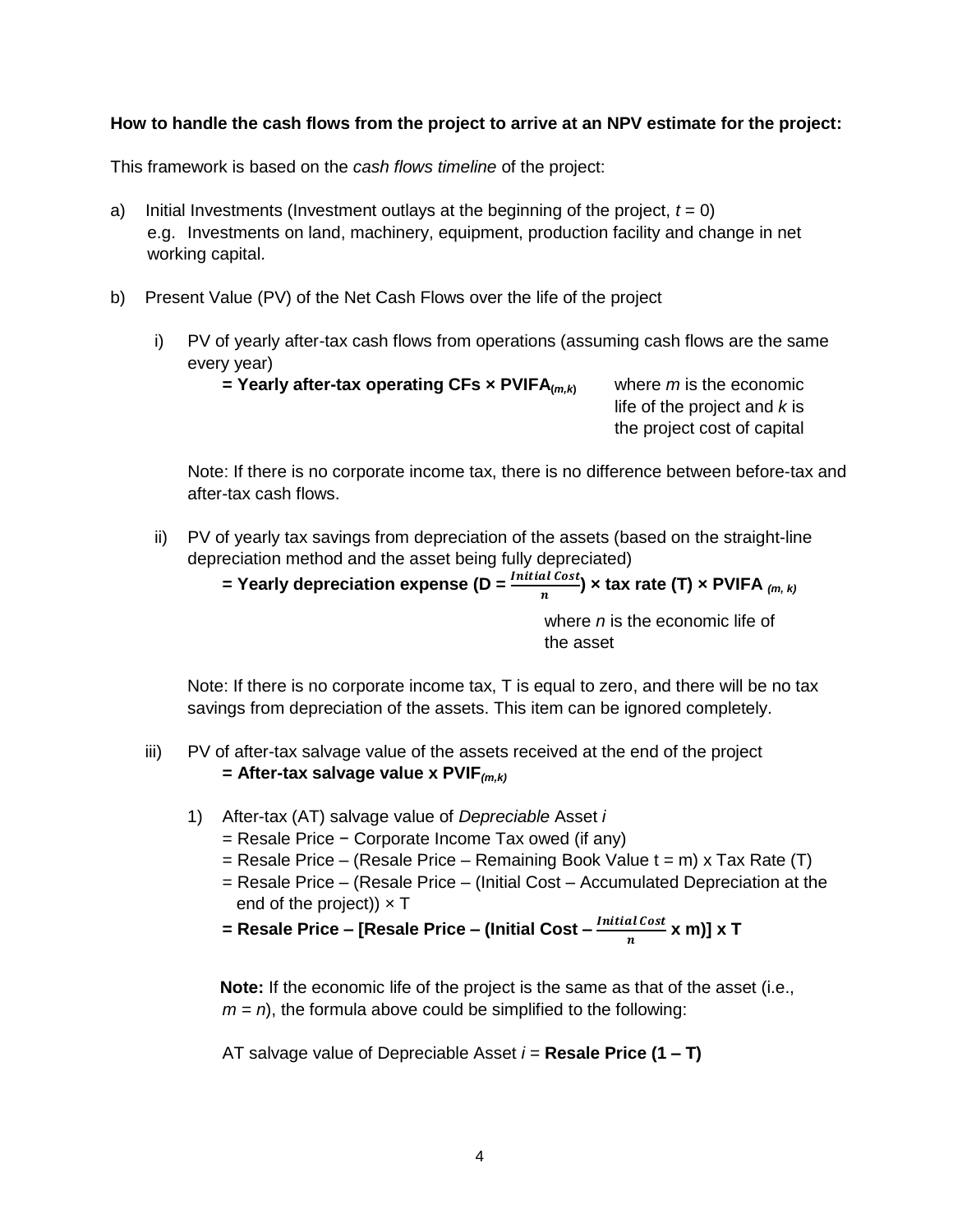**How to handle the cash flows from the project to arrive at an NPV estimate for the project:**

This framework is based on the *cash flows timeline* of the project:

a) Initial Investments (Investment outlays at the beginning of the project, $t = 0$)
   e.g. Investments on land, machinery, equipment, production facility and change in net working capital.

b) Present Value (PV) of the Net Cash Flows over the life of the project

   i) PV of yearly after-tax cash flows from operations (assuming cash flows are the same every year)

      **= Yearly after-tax operating CFs × $PVIFA_{(m,k)}$** where $m$ is the economic life of the project and $k$ is the project cost of capital

      Note: If there is no corporate income tax, there is no difference between before-tax and after-tax cash flows.

   ii) PV of yearly tax savings from depreciation of the assets (based on the straight-line depreciation method and the asset being fully depreciated)

      **= Yearly depreciation expense ($D = \frac{Initial\ Cost}{n}$) × tax rate (T) × $PVIFA_{(m,\ k)}$**

      where $n$ is the economic life of the asset

      Note: If there is no corporate income tax, T is equal to zero, and there will be no tax savings from depreciation of the assets. This item can be ignored completely.

   iii) PV of after-tax salvage value of the assets received at the end of the project

      **= After-tax salvage value x $PVIF_{(m,k)}$**

      1) After-tax (AT) salvage value of *Depreciable* Asset *i*
         = Resale Price − Corporate Income Tax owed (if any)
         = Resale Price – (Resale Price – Remaining Book Value t = m) x Tax Rate (T)
         = Resale Price – (Resale Price – (Initial Cost – Accumulated Depreciation at the end of the project)) × T
         **= Resale Price – [Resale Price – (Initial Cost – $\frac{Initial\ Cost}{n}$ x m)] x T**

         **Note:** If the economic life of the project is the same as that of the asset (i.e., $m = n$), the formula above could be simplified to the following:

         AT salvage value of Depreciable Asset $i$ = **Resale Price (1 – T)**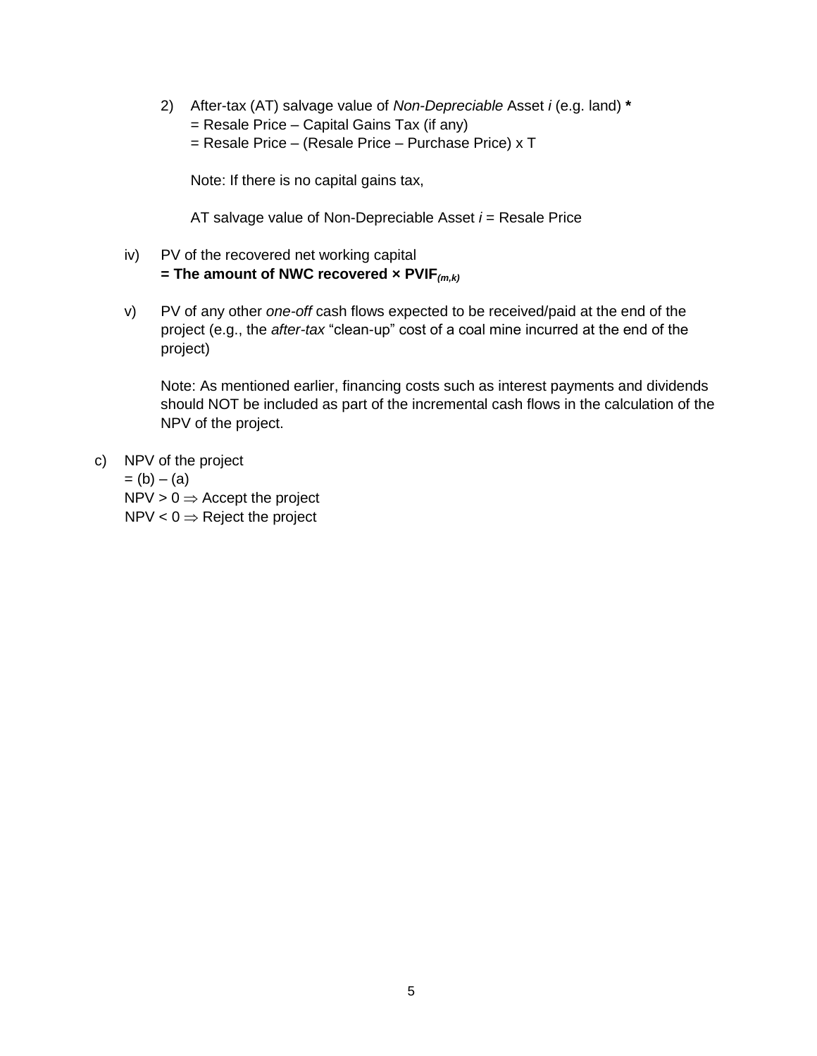2) After-tax (AT) salvage value of *Non-Depreciable* Asset *i* (e.g. land) **\***
   = Resale Price – Capital Gains Tax (if any)
   = Resale Price – (Resale Price – Purchase Price) x T

   Note: If there is no capital gains tax,

   AT salvage value of Non-Depreciable Asset *i* = Resale Price

iv) PV of the recovered net working capital
    **= The amount of NWC recovered × PVIF$_{(m,k)}$**

v) PV of any other *one-off* cash flows expected to be received/paid at the end of the project (e.g., the *after-tax* "clean-up" cost of a coal mine incurred at the end of the project)

   Note: As mentioned earlier, financing costs such as interest payments and dividends should NOT be included as part of the incremental cash flows in the calculation of the NPV of the project.

c) NPV of the project
   = (b) – (a)
   NPV > 0 $\Rightarrow$ Accept the project
   NPV < 0 $\Rightarrow$ Reject the project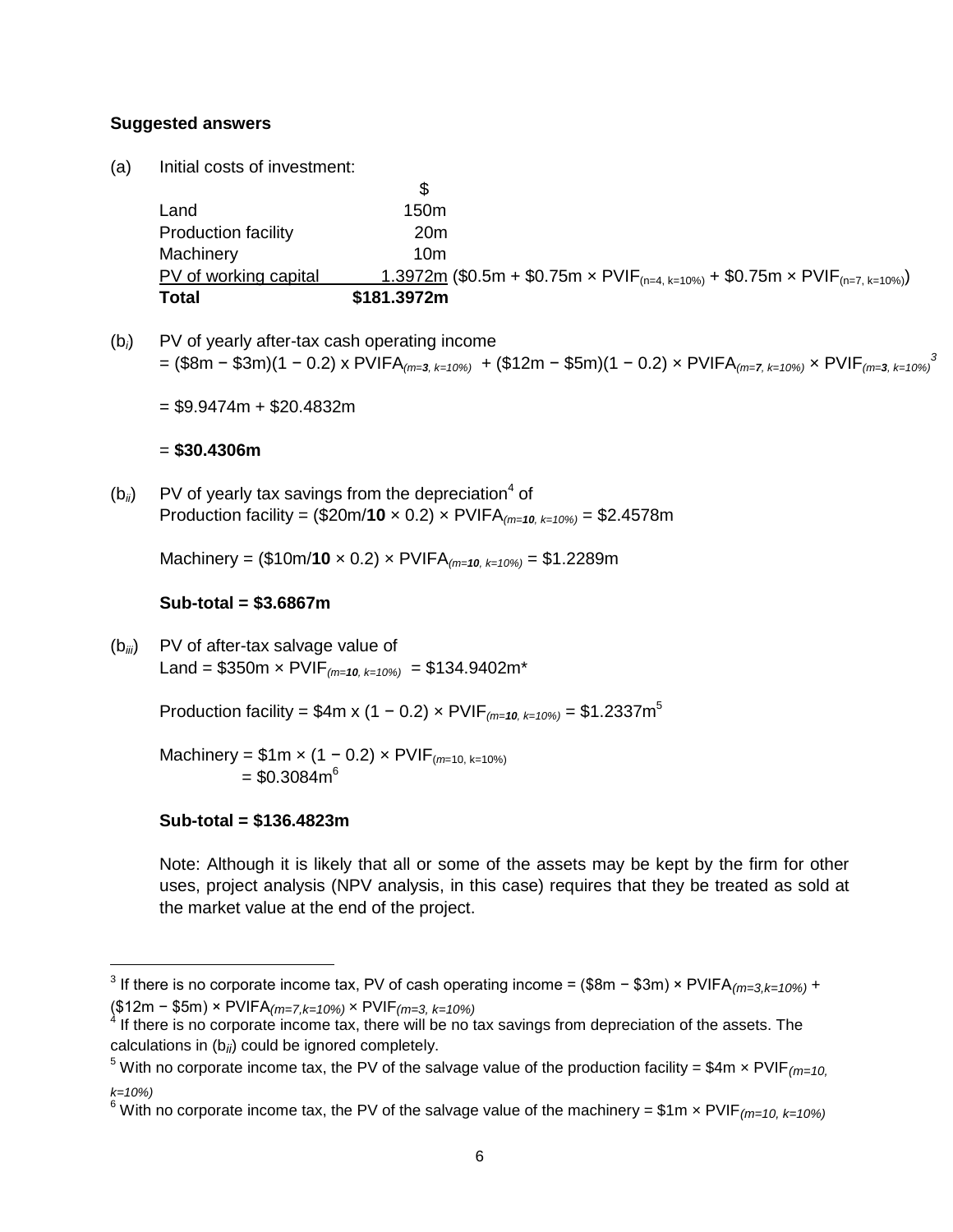**Suggested answers**

(a) Initial costs of investment:

| | $ | |
|---|---|---|
| Land | 150m | |
| Production facility | 20m | |
| Machinery | 10m | |
| PV of working capital | 1.3972m | ($0.5m + $0.75m × $PVIF_{(n=4,\ k=10\%)}$ + $0.75m × $PVIF_{(n=7,\ k=10\%)}$) |
| **Total** | **$181.3972m** | |

($b_i$) PV of yearly after-tax cash operating income
= ($8m − $3m)(1 − 0.2) x $PVIFA_{(m=\mathbf{3},\ k=10\%)}$ + ($12m − $5m)(1 − 0.2) × $PVIFA_{(m=\mathbf{7},\ k=10\%)}$ × $PVIF_{(m=\mathbf{3},\ k=10\%)}$[3]

= $9.9474m + $20.4832m

= **$30.4306m**

($b_{ii}$) PV of yearly tax savings from the depreciation[4] of
Production facility = ($20m/**10** × 0.2) × $PVIFA_{(m=\mathbf{10},\ k=10\%)}$ = $2.4578m

Machinery = ($10m/**10** × 0.2) × $PVIFA_{(m=\mathbf{10},\ k=10\%)}$ = $1.2289m

**Sub-total = $3.6867m**

($b_{iii}$) PV of after-tax salvage value of
Land = $350m × $PVIF_{(m=\mathbf{10},\ k=10\%)}$ = $134.9402m*

Production facility = $4m x (1 − 0.2) × $PVIF_{(m=\mathbf{10},\ k=10\%)}$ = $1.2337m[5]

Machinery = $1m × (1 − 0.2) × $PVIF_{(m=10,\ k=10\%)}$
= $0.3084m[6]

**Sub-total = $136.4823m**

Note: Although it is likely that all or some of the assets may be kept by the firm for other uses, project analysis (NPV analysis, in this case) requires that they be treated as sold at the market value at the end of the project.

---

[3] If there is no corporate income tax, PV of cash operating income = ($8m − $3m) × $PVIFA_{(m=3,k=10\%)}$ + ($12m − $5m) × $PVIFA_{(m=7,k=10\%)}$ × $PVIF_{(m=3,\ k=10\%)}$

[4] If there is no corporate income tax, there will be no tax savings from depreciation of the assets. The calculations in ($b_{ii}$) could be ignored completely.

[5] With no corporate income tax, the PV of the salvage value of the production facility = $4m × $PVIF_{(m=10,\ k=10\%)}$

[6] With no corporate income tax, the PV of the salvage value of the machinery = $1m × $PVIF_{(m=10,\ k=10\%)}$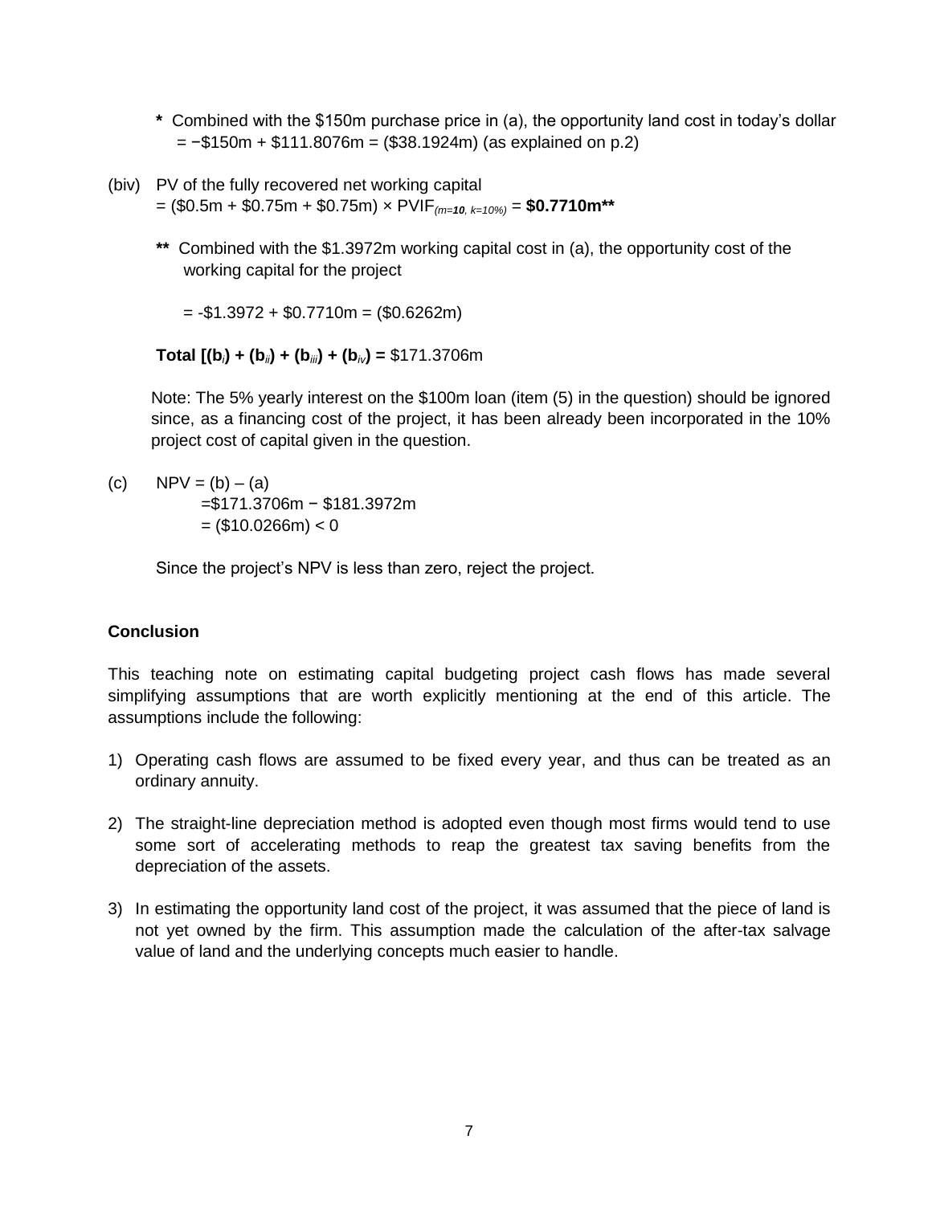- **\*** Combined with the \$150m purchase price in (a), the opportunity land cost in today's dollar = −\$150m + \$111.8076m = (\$38.1924m) (as explained on p.2)

(biv) PV of the fully recovered net working capital = (\$0.5m + \$0.75m + \$0.75m) × $\text{PVIF}_{(m=\mathbf{10},\ k=10\%)}$ = **\$0.7710m\*\***

- **\*\*** Combined with the \$1.3972m working capital cost in (a), the opportunity cost of the working capital for the project

  = -\$1.3972 + \$0.7710m = (\$0.6262m)

**Total [($\mathbf{b}_i$) + ($\mathbf{b}_{ii}$) + ($\mathbf{b}_{iii}$) + ($\mathbf{b}_{iv}$) =** \$171.3706m

Note: The 5% yearly interest on the \$100m loan (item (5) in the question) should be ignored since, as a financing cost of the project, it has been already been incorporated in the 10% project cost of capital given in the question.

(c) NPV = (b) – (a)
=\$171.3706m − \$181.3972m
= (\$10.0266m) < 0

Since the project's NPV is less than zero, reject the project.

### Conclusion

This teaching note on estimating capital budgeting project cash flows has made several simplifying assumptions that are worth explicitly mentioning at the end of this article. The assumptions include the following:

1) Operating cash flows are assumed to be fixed every year, and thus can be treated as an ordinary annuity.
2) The straight-line depreciation method is adopted even though most firms would tend to use some sort of accelerating methods to reap the greatest tax saving benefits from the depreciation of the assets.
3) In estimating the opportunity land cost of the project, it was assumed that the piece of land is not yet owned by the firm. This assumption made the calculation of the after-tax salvage value of land and the underlying concepts much easier to handle.